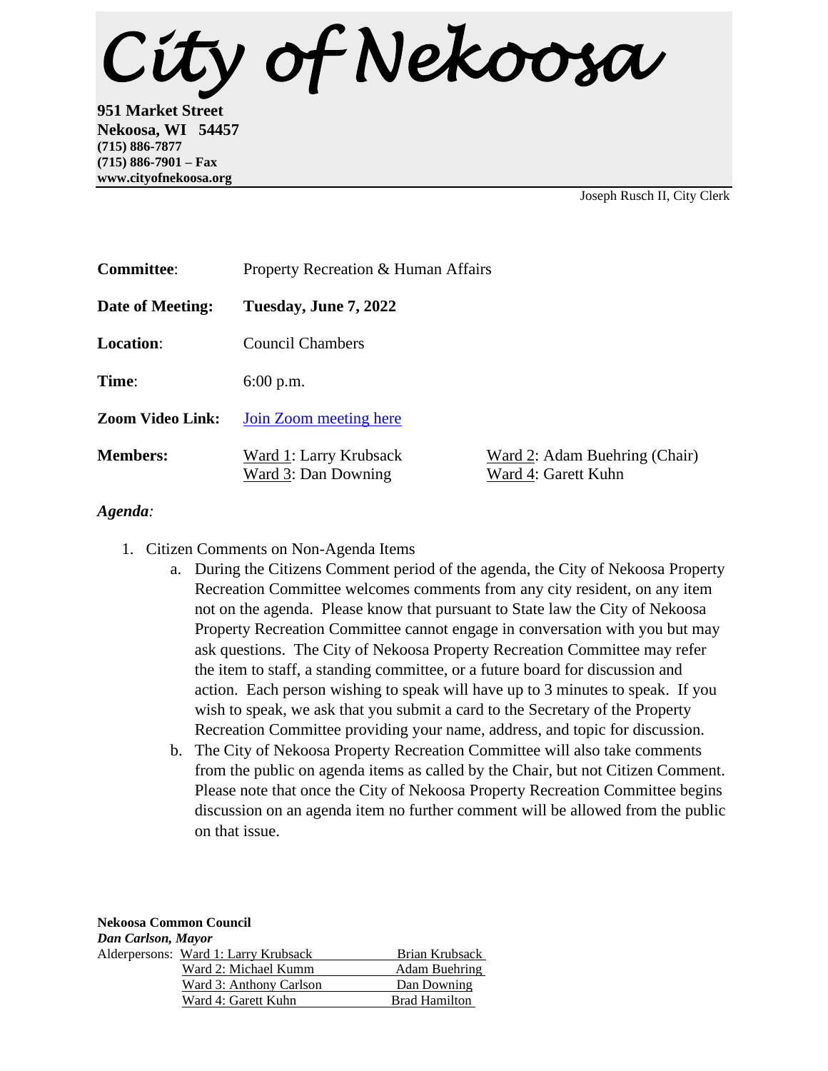# City of Nekoosa

**951 Market Street**
**Nekoosa, WI 54457**
**(715) 886-7877**
**(715) 886-7901 – Fax**
**www.cityofnekoosa.org**

Joseph Rusch II, City Clerk

| | | |
|---|---|---|
| **Committee**: | Property Recreation & Human Affairs | |
| **Date of Meeting:** | **Tuesday, June 7, 2022** | |
| **Location**: | Council Chambers | |
| **Time**: | 6:00 p.m. | |
| **Zoom Video Link:** | Join Zoom meeting here | |
| **Members:** | Ward 1: Larry Krubsack<br>Ward 3: Dan Downing | Ward 2: Adam Buehring (Chair)<br>Ward 4: Garett Kuhn |

*Agenda:*

1. Citizen Comments on Non-Agenda Items
   a. During the Citizens Comment period of the agenda, the City of Nekoosa Property Recreation Committee welcomes comments from any city resident, on any item not on the agenda. Please know that pursuant to State law the City of Nekoosa Property Recreation Committee cannot engage in conversation with you but may ask questions. The City of Nekoosa Property Recreation Committee may refer the item to staff, a standing committee, or a future board for discussion and action. Each person wishing to speak will have up to 3 minutes to speak. If you wish to speak, we ask that you submit a card to the Secretary of the Property Recreation Committee providing your name, address, and topic for discussion.
   b. The City of Nekoosa Property Recreation Committee will also take comments from the public on agenda items as called by the Chair, but not Citizen Comment. Please note that once the City of Nekoosa Property Recreation Committee begins discussion on an agenda item no further comment will be allowed from the public on that issue.

**Nekoosa Common Council**
***Dan Carlson, Mayor***

| Alderpersons: | | |
|---|---|---|
| | Ward 1: Larry Krubsack | Brian Krubsack |
| | Ward 2: Michael Kumm | Adam Buehring |
| | Ward 3: Anthony Carlson | Dan Downing |
| | Ward 4: Garett Kuhn | Brad Hamilton |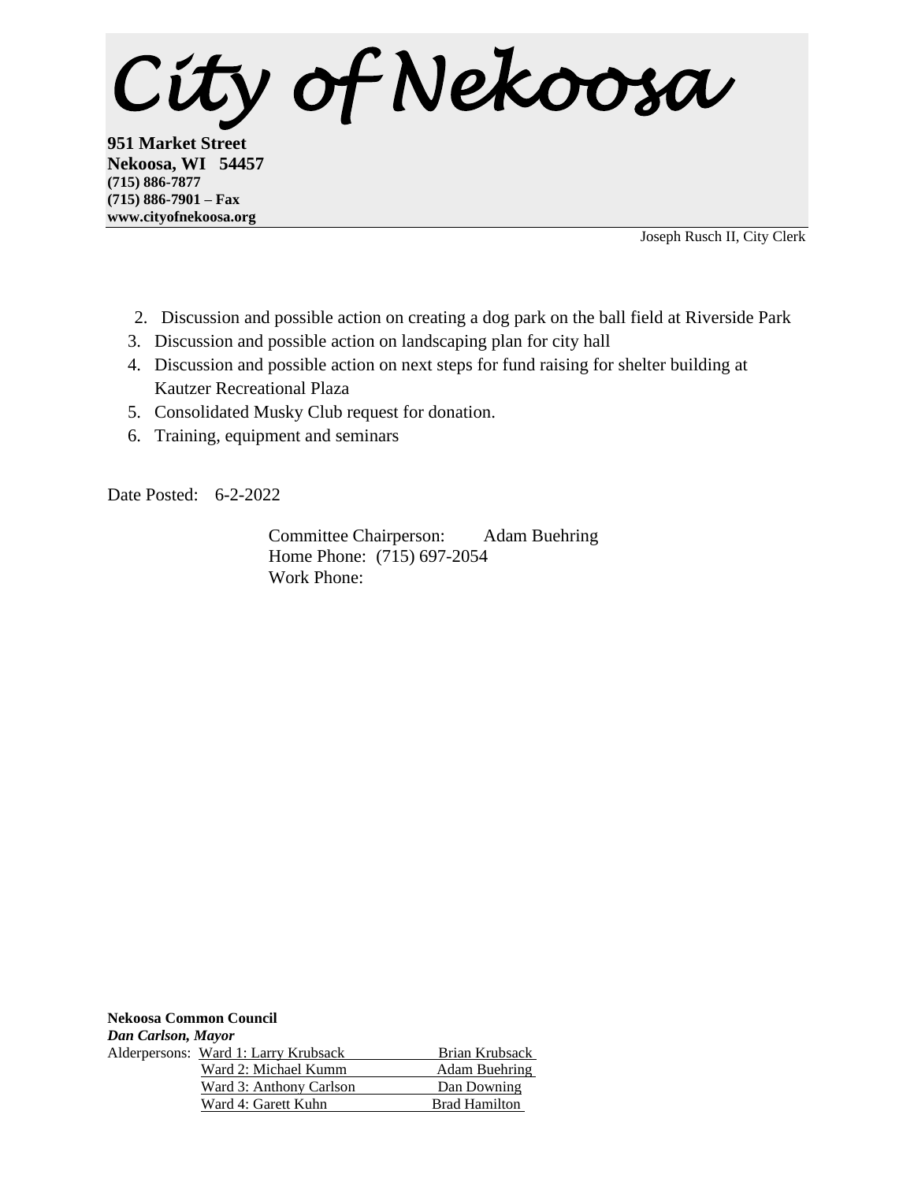# City of Nekoosa

**951 Market Street**
**Nekoosa, WI 54457**
**(715) 886-7877**
**(715) 886-7901 – Fax**
**www.cityofnekoosa.org**

Joseph Rusch II, City Clerk

2. Discussion and possible action on creating a dog park on the ball field at Riverside Park
3. Discussion and possible action on landscaping plan for city hall
4. Discussion and possible action on next steps for fund raising for shelter building at Kautzer Recreational Plaza
5. Consolidated Musky Club request for donation.
6. Training, equipment and seminars

Date Posted: 6-2-2022

Committee Chairperson: Adam Buehring
Home Phone: (715) 697-2054
Work Phone:

**Nekoosa Common Council**
***Dan Carlson, Mayor***

| | | |
|---|---|---|
| Alderpersons: | Ward 1: Larry Krubsack | Brian Krubsack |
| | Ward 2: Michael Kumm | Adam Buehring |
| | Ward 3: Anthony Carlson | Dan Downing |
| | Ward 4: Garett Kuhn | Brad Hamilton |